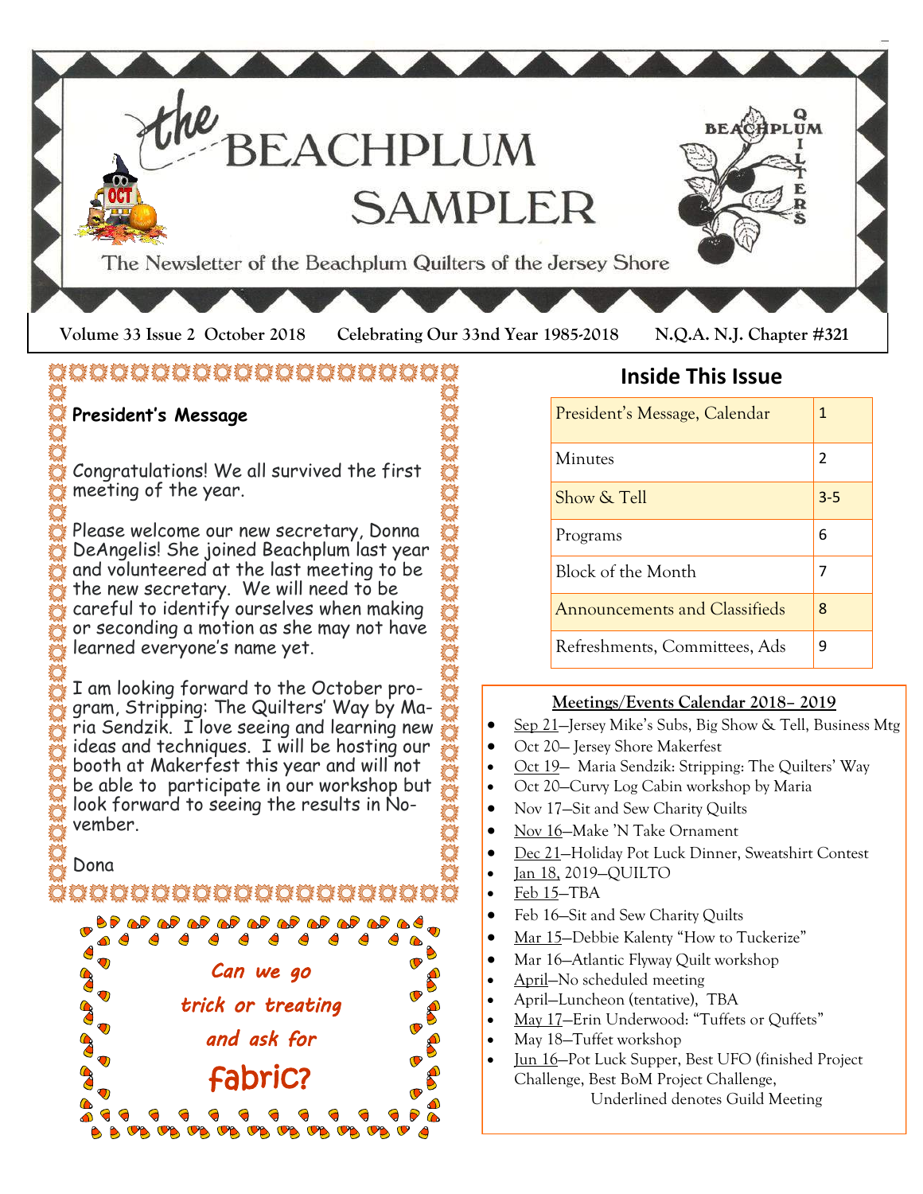# the BEACHPLUM SAMPLER

The Newsletter of the Beachplum Quilters of the Jersey Shore

**Volume 33 Issue 2 October 2018 Celebrating Our 33nd Year 1985-2018 N.Q.A. N.J. Chapter #321**

## President's Message

Congratulations! We all survived the first meeting of the year.

Please welcome our new secretary, Donna DeAngelis! She joined Beachplum last year and volunteered at the last meeting to be the new secretary. We will need to be careful to identify ourselves when making or seconding a motion as she may not have learned everyone's name yet.

I am looking forward to the October program, Stripping: The Quilters' Way by Maria Sendzik. I love seeing and learning new ideas and techniques. I will be hosting our booth at Makerfest this year and will not be able to participate in our workshop but look forward to seeing the results in November.

Dona

*Can we go trick or treating and ask for fabric?*

## Inside This Issue

| Section | Page |
|---|---|
| President's Message, Calendar | 1 |
| Minutes | 2 |
| Show & Tell | 3-5 |
| Programs | 6 |
| Block of the Month | 7 |
| Announcements and Classifieds | 8 |
| Refreshments, Committees, Ads | 9 |

### Meetings/Events Calendar 2018– 2019

- Sep 21—Jersey Mike's Subs, Big Show & Tell, Business Mtg
- Oct 20— Jersey Shore Makerfest
- Oct 19— Maria Sendzik: Stripping: The Quilters' Way
- Oct 20—Curvy Log Cabin workshop by Maria
- Nov 17—Sit and Sew Charity Quilts
- Nov 16—Make 'N Take Ornament
- Dec 21—Holiday Pot Luck Dinner, Sweatshirt Contest
- Jan 18, 2019—QUILTO
- Feb 15—TBA
- Feb 16—Sit and Sew Charity Quilts
- Mar 15—Debbie Kalenty "How to Tuckerize"
- Mar 16—Atlantic Flyway Quilt workshop
- April—No scheduled meeting
- April—Luncheon (tentative), TBA
- May 17—Erin Underwood: "Tuffets or Quffets"
- May 18—Tuffet workshop
- Jun 16—Pot Luck Supper, Best UFO (finished Project Challenge, Best BoM Project Challenge,

Underlined denotes Guild Meeting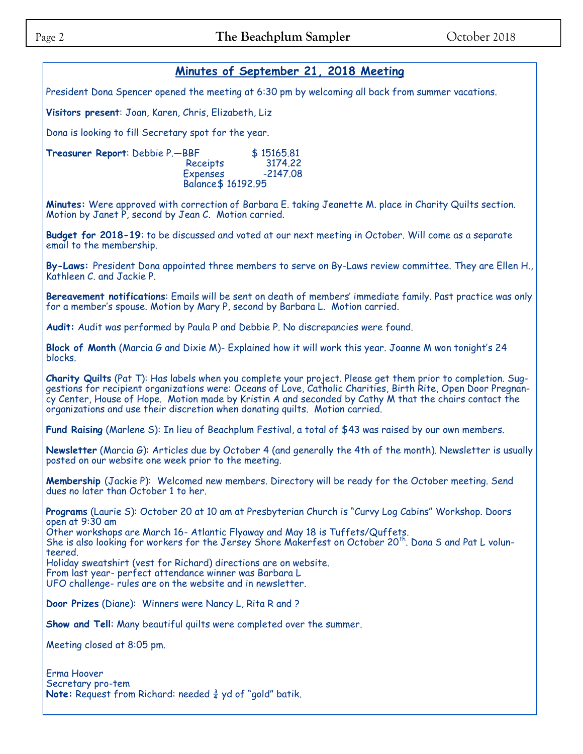## Minutes of September 21, 2018 Meeting

President Dona Spencer opened the meeting at 6:30 pm by welcoming all back from summer vacations.

**Visitors present**: Joan, Karen, Chris, Elizabeth, Liz

Dona is looking to fill Secretary spot for the year.

**Treasurer Report**: Debbie P.—BBF $ 15165.81
Receipts 3174.22
Expenses -2147.08
Balance $ 16192.95

**Minutes:** Were approved with correction of Barbara E. taking Jeanette M. place in Charity Quilts section. Motion by Janet P, second by Jean C. Motion carried.

**Budget for 2018-19**: to be discussed and voted at our next meeting in October. Will come as a separate email to the membership.

**By-Laws:** President Dona appointed three members to serve on By-Laws review committee. They are Ellen H., Kathleen C. and Jackie P.

**Bereavement notifications**: Emails will be sent on death of members' immediate family. Past practice was only for a member's spouse. Motion by Mary P, second by Barbara L. Motion carried.

**Audit:** Audit was performed by Paula P and Debbie P. No discrepancies were found.

**Block of Month** (Marcia G and Dixie M)- Explained how it will work this year. Joanne M won tonight's 24 blocks.

**Charity Quilts** (Pat T): Has labels when you complete your project. Please get them prior to completion. Suggestions for recipient organizations were: Oceans of Love, Catholic Charities, Birth Rite, Open Door Pregnancy Center, House of Hope. Motion made by Kristin A and seconded by Cathy M that the chairs contact the organizations and use their discretion when donating quilts. Motion carried.

**Fund Raising** (Marlene S): In lieu of Beachplum Festival, a total of $43 was raised by our own members.

**Newsletter** (Marcia G): Articles due by October 4 (and generally the 4th of the month). Newsletter is usually posted on our website one week prior to the meeting.

**Membership** (Jackie P): Welcomed new members. Directory will be ready for the October meeting. Send dues no later than October 1 to her.

**Programs** (Laurie S): October 20 at 10 am at Presbyterian Church is "Curvy Log Cabins" Workshop. Doors open at 9:30 am
Other workshops are March 16- Atlantic Flyaway and May 18 is Tuffets/Quffets.
She is also looking for workers for the Jersey Shore Makerfest on October 20th. Dona S and Pat L volunteered.
Holiday sweatshirt (vest for Richard) directions are on website.
From last year- perfect attendance winner was Barbara L
UFO challenge- rules are on the website and in newsletter.

**Door Prizes** (Diane): Winners were Nancy L, Rita R and ?

**Show and Tell**: Many beautiful quilts were completed over the summer.

Meeting closed at 8:05 pm.

Erma Hoover
Secretary pro-tem
**Note:** Request from Richard: needed ¾ yd of "gold" batik.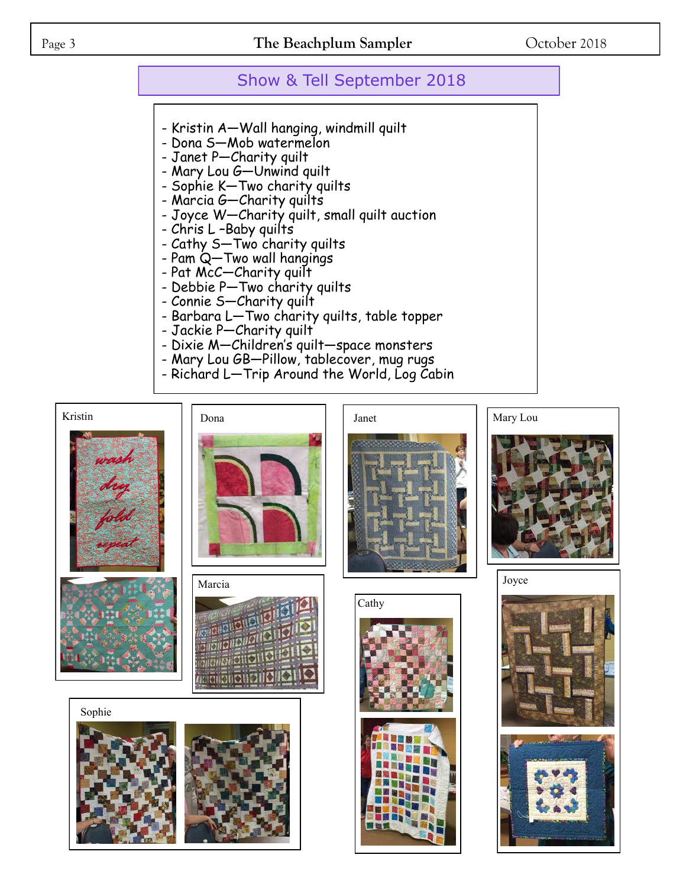## Show & Tell September 2018

- Kristin A—Wall hanging, windmill quilt
- Dona S—Mob watermelon
- Janet P—Charity quilt
- Mary Lou G—Unwind quilt
- Sophie K—Two charity quilts
- Marcia G—Charity quilts
- Joyce W—Charity quilt, small quilt auction
- Chris L –Baby quilts
- Cathy S—Two charity quilts
- Pam Q—Two wall hangings
- Pat McC—Charity quilt
- Debbie P—Two charity quilts
- Connie S—Charity quilt
- Barbara L—Two charity quilts, table topper
- Jackie P—Charity quilt
- Dixie M—Children's quilt—space monsters
- Mary Lou GB—Pillow, tablecover, mug rugs
- Richard L—Trip Around the World, Log Cabin

Kristin

Dona

Janet

Mary Lou

Marcia

Joyce

Cathy

Sophie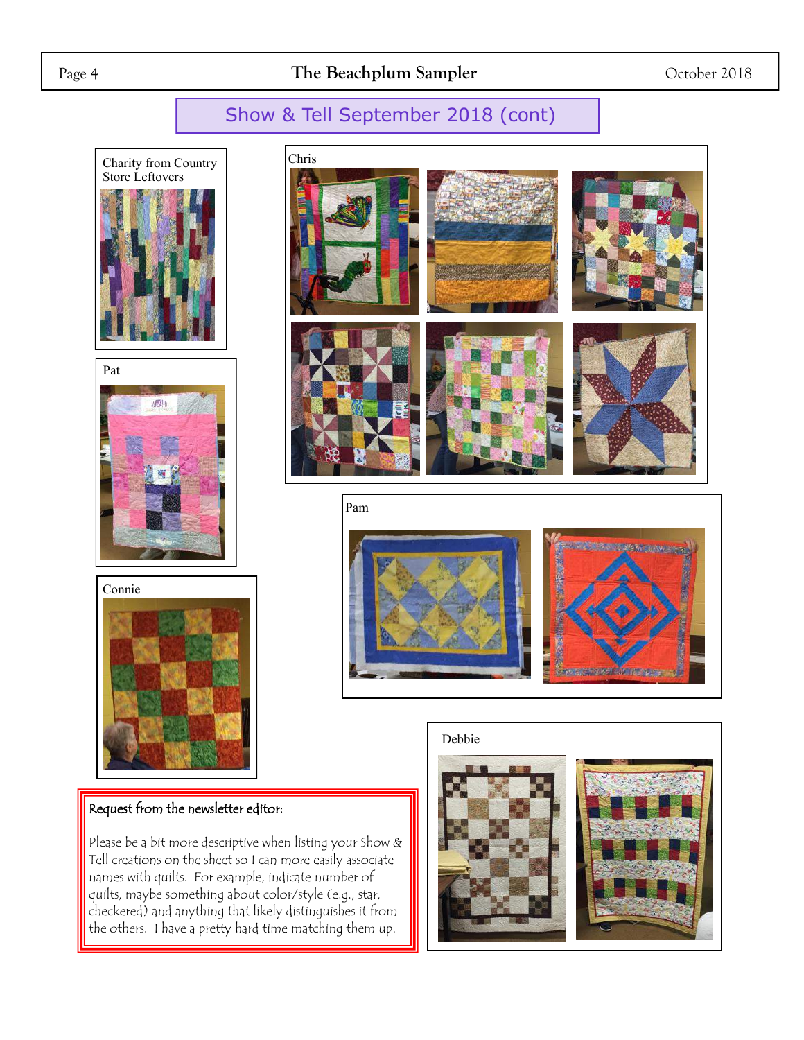## Show & Tell September 2018 (cont)

Charity from Country Store Leftovers

Chris

Pat

Pam

Connie

Debbie

**Request from the newsletter editor:**

Please be a bit more descriptive when listing your Show & Tell creations on the sheet so I can more easily associate names with quilts. For example, indicate number of quilts, maybe something about color/style (e.g., star, checkered) and anything that likely distinguishes it from the others. I have a pretty hard time matching them up.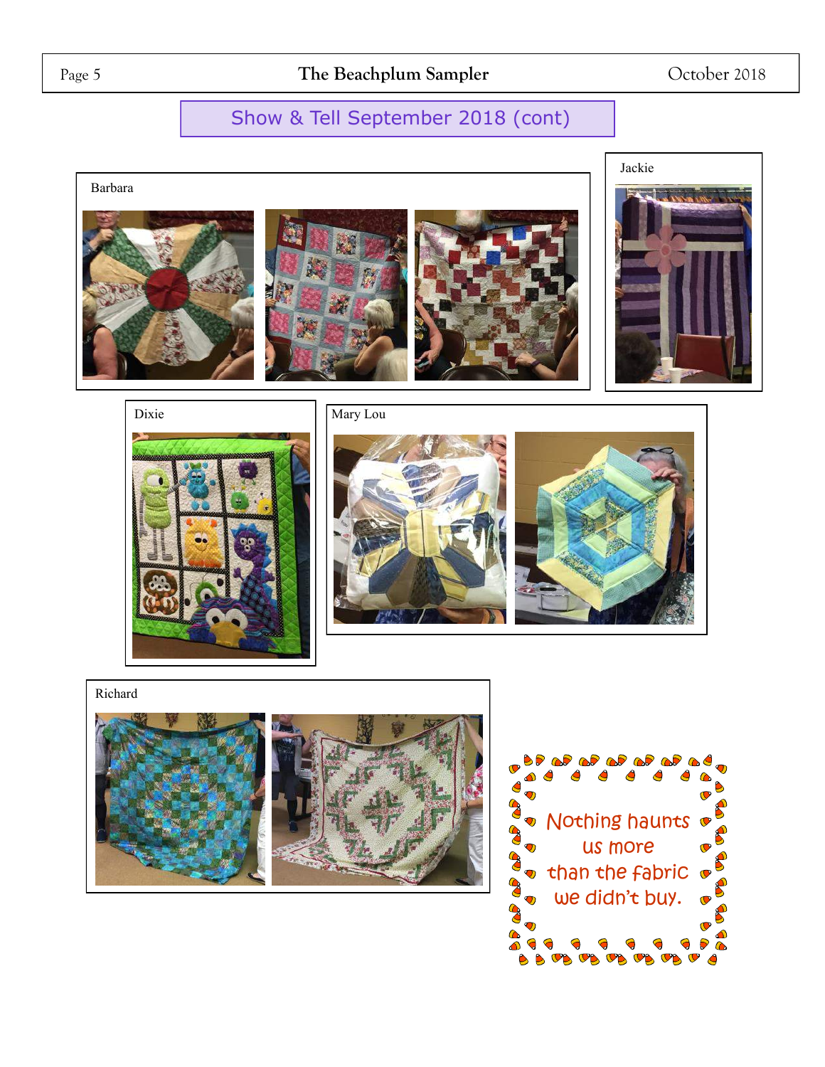## Show & Tell September 2018 (cont)

Barbara

Jackie

Dixie

Mary Lou

Richard

Nothing haunts us more than the fabric we didn't buy.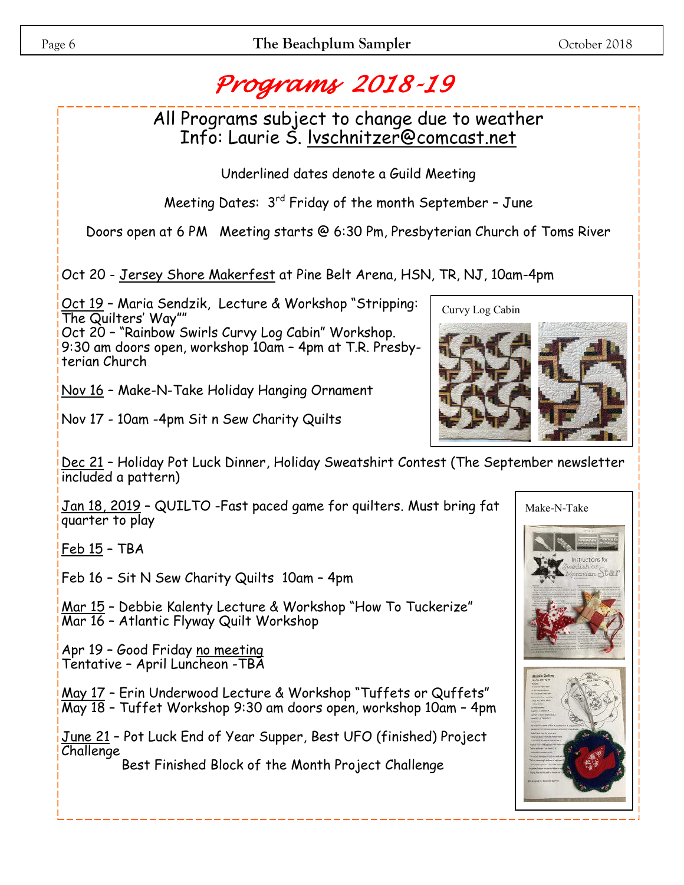# *Programs 2018-19*

All Programs subject to change due to weather
Info: Laurie S. lvschnitzer@comcast.net

Underlined dates denote a Guild Meeting

Meeting Dates: 3rd Friday of the month September – June

Doors open at 6 PM Meeting starts @ 6:30 Pm, Presbyterian Church of Toms River

Oct 20 - Jersey Shore Makerfest at Pine Belt Arena, HSN, TR, NJ, 10am-4pm

Oct 19 – Maria Sendzik, Lecture & Workshop "Stripping: The Quilters' Way""
Oct 20 – "Rainbow Swirls Curvy Log Cabin" Workshop. 9:30 am doors open, workshop 10am – 4pm at T.R. Presbyterian Church

Curvy Log Cabin

Nov 16 – Make-N-Take Holiday Hanging Ornament

Nov 17 - 10am -4pm Sit n Sew Charity Quilts

Dec 21 – Holiday Pot Luck Dinner, Holiday Sweatshirt Contest (The September newsletter included a pattern)

Jan 18, 2019 – QUILTO -Fast paced game for quilters. Must bring fat quarter to play

Feb 15 – TBA

Feb 16 – Sit N Sew Charity Quilts 10am – 4pm

Mar 15 – Debbie Kalenty Lecture & Workshop "How To Tuckerize"
Mar 16 – Atlantic Flyway Quilt Workshop

Apr 19 – Good Friday no meeting
Tentative – April Luncheon -TBA

May 17 – Erin Underwood Lecture & Workshop "Tuffets or Quffets"
May 18 – Tuffet Workshop 9:30 am doors open, workshop 10am – 4pm

June 21 – Pot Luck End of Year Supper, Best UFO (finished) Project Challenge
Best Finished Block of the Month Project Challenge

Make-N-Take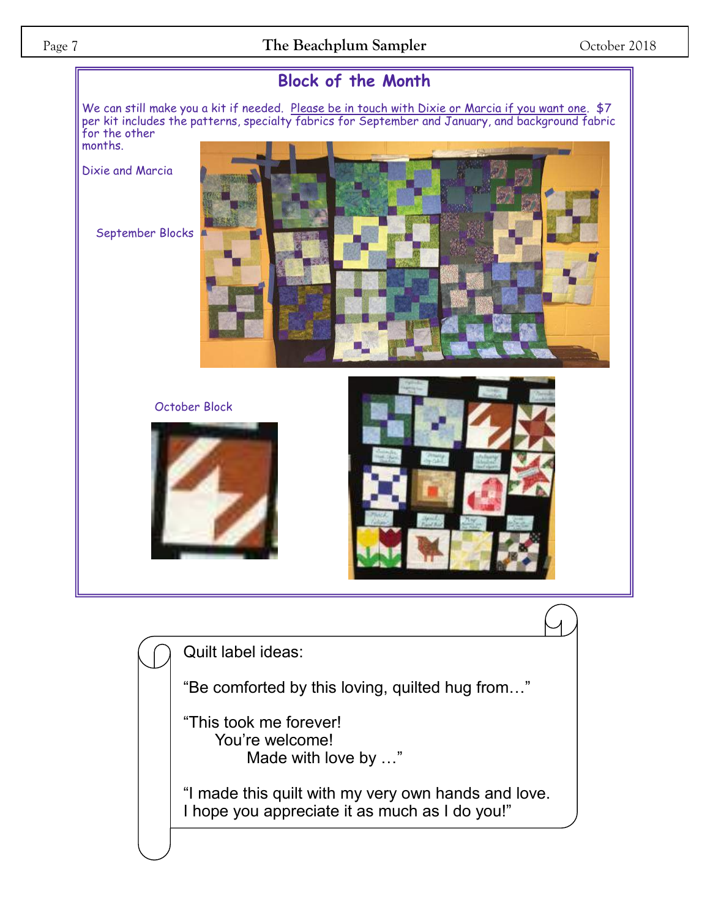## Block of the Month

We can still make you a kit if needed. Please be in touch with Dixie or Marcia if you want one. $7 per kit includes the patterns, specialty fabrics for September and January, and background fabric for the other months.

Dixie and Marcia

September Blocks

October Block

Quilt label ideas:

“Be comforted by this loving, quilted hug from…”

“This took me forever!
You’re welcome!
Made with love by …”

“I made this quilt with my very own hands and love.
I hope you appreciate it as much as I do you!”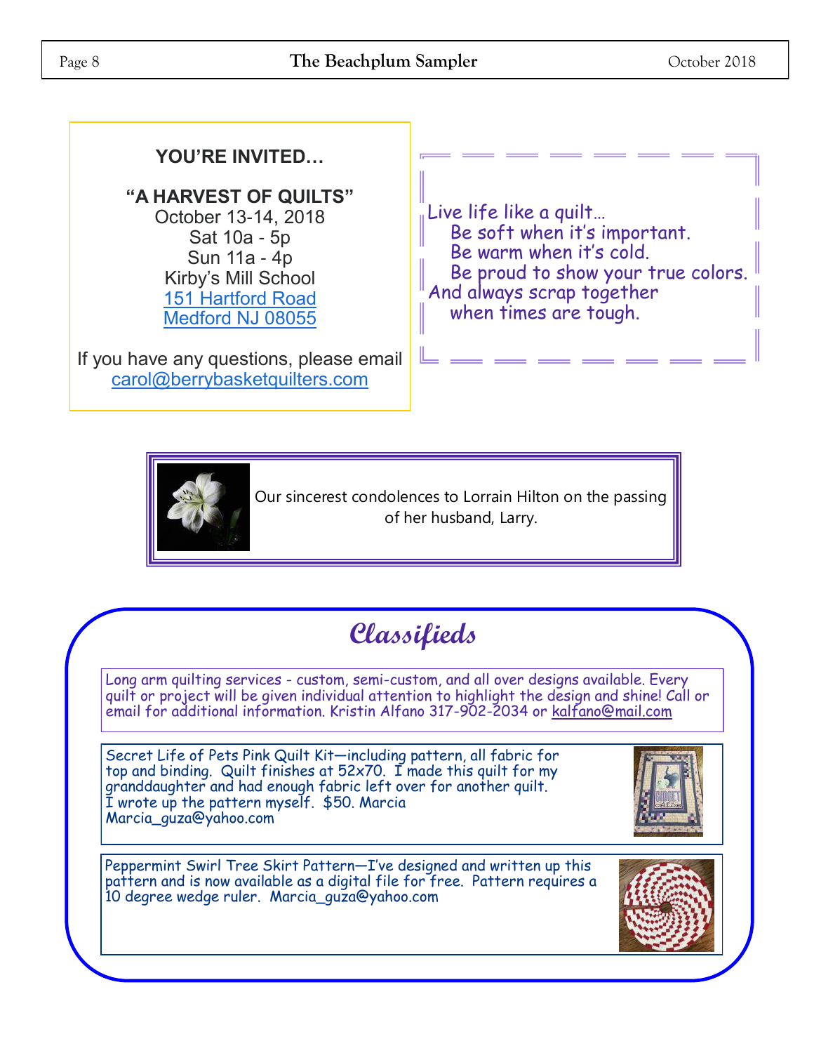**YOU'RE INVITED…**

**"A HARVEST OF QUILTS"**
October 13-14, 2018
Sat 10a - 5p
Sun 11a - 4p
Kirby's Mill School
151 Hartford Road
Medford NJ 08055

If you have any questions, please email carol@berrybasketquilters.com

Live life like a quilt…
Be soft when it's important.
Be warm when it's cold.
Be proud to show your true colors.
And always scrap together
when times are tough.

Our sincerest condolences to Lorrain Hilton on the passing of her husband, Larry.

## Classifieds

Long arm quilting services - custom, semi-custom, and all over designs available. Every quilt or project will be given individual attention to highlight the design and shine! Call or email for additional information. Kristin Alfano 317-902-2034 or kalfano@mail.com

Secret Life of Pets Pink Quilt Kit—including pattern, all fabric for top and binding. Quilt finishes at 52x70. I made this quilt for my granddaughter and had enough fabric left over for another quilt. I wrote up the pattern myself. $50. Marcia
Marcia_guza@yahoo.com

Peppermint Swirl Tree Skirt Pattern—I've designed and written up this pattern and is now available as a digital file for free. Pattern requires a 10 degree wedge ruler. Marcia_guza@yahoo.com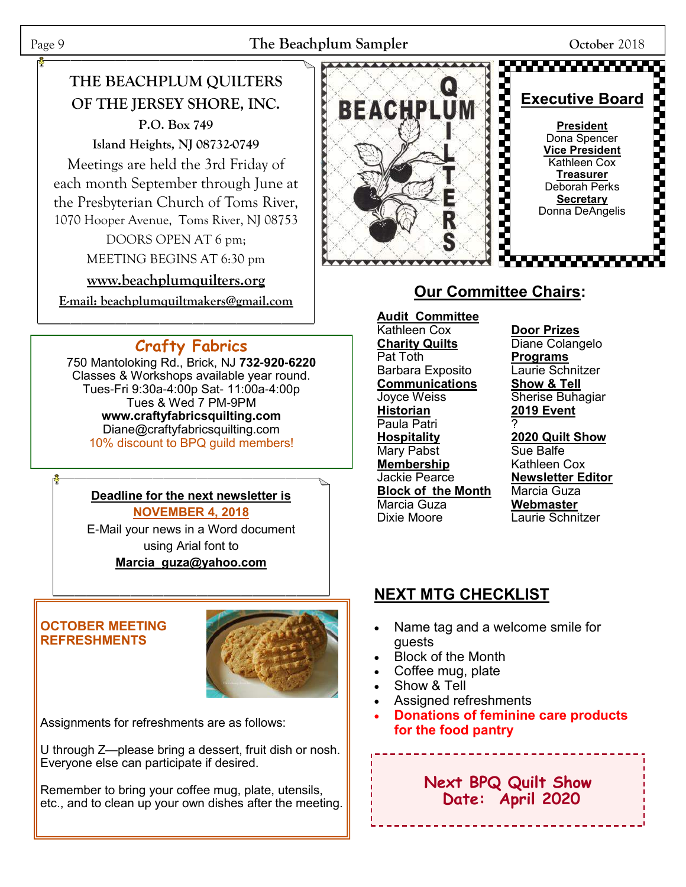## THE BEACHPLUM QUILTERS OF THE JERSEY SHORE, INC.

P.O. Box 749

Island Heights, NJ 08732-0749

Meetings are held the 3rd Friday of each month September through June at the Presbyterian Church of Toms River, 1070 Hooper Avenue, Toms River, NJ 08753

DOORS OPEN AT 6 pm;

MEETING BEGINS AT 6:30 pm

www.beachplumquilters.org

E-mail: beachplumquiltmakers@gmail.com

BEACHPLUM QUILTERS

## Executive Board

**President**
Dona Spencer

**Vice President**
Kathleen Cox

**Treasurer**
Deborah Perks

**Secretary**
Donna DeAngelis

## Crafty Fabrics

750 Mantoloking Rd., Brick, NJ **732-920-6220**
Classes & Workshops available year round.
Tues-Fri 9:30a-4:00p Sat- 11:00a-4:00p
Tues & Wed 7 PM-9PM
**www.craftyfabricsquilting.com**
Diane@craftyfabricsquilting.com
10% discount to BPQ guild members!

## Our Committee Chairs:

**Audit Committee**
Kathleen Cox

**Charity Quilts**
Pat Toth
Barbara Exposito

**Communications**
Joyce Weiss

**Historian**
Paula Patri

**Hospitality**
Mary Pabst

**Membership**
Jackie Pearce

**Block of the Month**
Marcia Guza
Dixie Moore

**Door Prizes**
Diane Colangelo

**Programs**
Laurie Schnitzer

**Show & Tell**
Sherise Buhagiar

**2019 Event**
?

**2020 Quilt Show**
Sue Balfe
Kathleen Cox

**Newsletter Editor**
Marcia Guza

**Webmaster**
Laurie Schnitzer

**Deadline for the next newsletter is**
**NOVEMBER 4, 2018**

E-Mail your news in a Word document using Arial font to
**Marcia_guza@yahoo.com**

## NEXT MTG CHECKLIST

- Name tag and a welcome smile for guests
- Block of the Month
- Coffee mug, plate
- Show & Tell
- Assigned refreshments
- **Donations of feminine care products for the food pantry**

### OCTOBER MEETING REFRESHMENTS

Assignments for refreshments are as follows:

U through Z—please bring a dessert, fruit dish or nosh. Everyone else can participate if desired.

Remember to bring your coffee mug, plate, utensils, etc., and to clean up your own dishes after the meeting.

**Next BPQ Quilt Show**
**Date: April 2020**